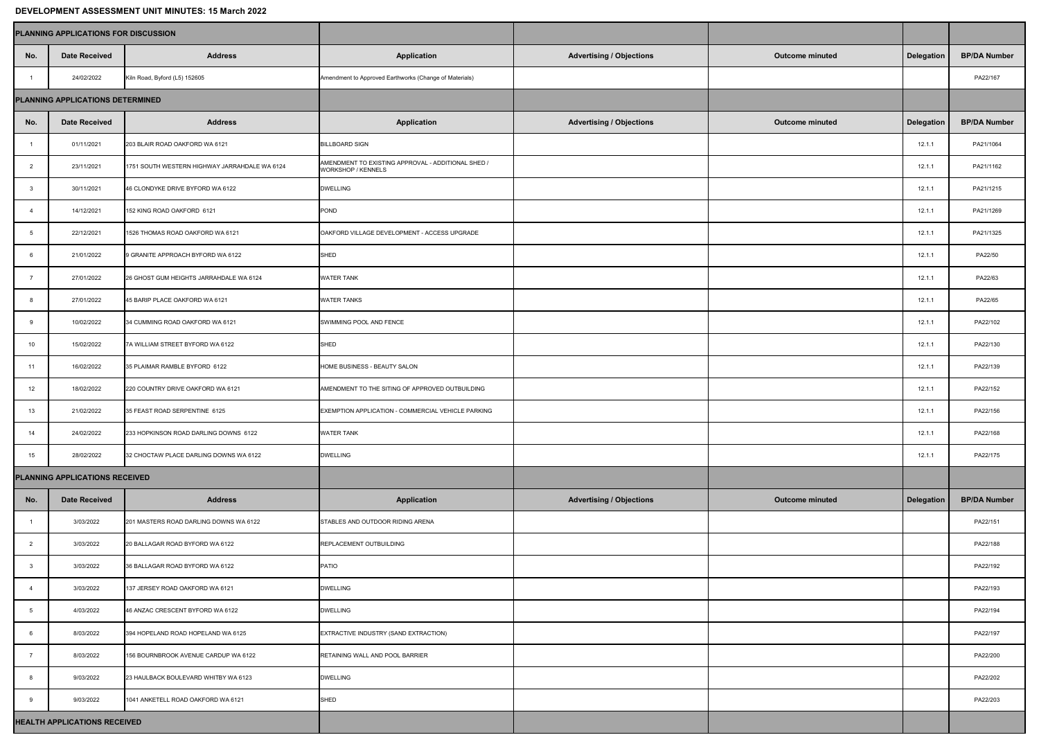**DEVELOPMENT ASSESSMENT UNIT MINUTES: 15 March 2022**

| PLANNING APPLICATIONS FOR DISCUSSION | | | | | | | |
|---|---|---|---|---|---|---|---|
| No. | Date Received | Address | Application | Advertising / Objections | Outcome minuted | Delegation | BP/DA Number |
| 1 | 24/02/2022 | Kiln Road, Byford (L5) 152605 | Amendment to Approved Earthworks (Change of Materials) | | | | PA22/167 |
| **PLANNING APPLICATIONS DETERMINED** | | | | | | | |
| No. | Date Received | Address | Application | Advertising / Objections | Outcome minuted | Delegation | BP/DA Number |
| 1 | 01/11/2021 | 203 BLAIR ROAD OAKFORD WA 6121 | BILLBOARD SIGN | | | 12.1.1 | PA21/1064 |
| 2 | 23/11/2021 | 1751 SOUTH WESTERN HIGHWAY JARRAHDALE WA 6124 | AMENDMENT TO EXISTING APPROVAL - ADDITIONAL SHED / WORKSHOP / KENNELS | | | 12.1.1 | PA21/1162 |
| 3 | 30/11/2021 | 46 CLONDYKE DRIVE BYFORD WA 6122 | DWELLING | | | 12.1.1 | PA21/1215 |
| 4 | 14/12/2021 | 152 KING ROAD OAKFORD 6121 | POND | | | 12.1.1 | PA21/1269 |
| 5 | 22/12/2021 | 1526 THOMAS ROAD OAKFORD WA 6121 | OAKFORD VILLAGE DEVELOPMENT - ACCESS UPGRADE | | | 12.1.1 | PA21/1325 |
| 6 | 21/01/2022 | 9 GRANITE APPROACH BYFORD WA 6122 | SHED | | | 12.1.1 | PA22/50 |
| 7 | 27/01/2022 | 26 GHOST GUM HEIGHTS JARRAHDALE WA 6124 | WATER TANK | | | 12.1.1 | PA22/63 |
| 8 | 27/01/2022 | 45 BARIP PLACE OAKFORD WA 6121 | WATER TANKS | | | 12.1.1 | PA22/65 |
| 9 | 10/02/2022 | 34 CUMMING ROAD OAKFORD WA 6121 | SWIMMING POOL AND FENCE | | | 12.1.1 | PA22/102 |
| 10 | 15/02/2022 | 7A WILLIAM STREET BYFORD WA 6122 | SHED | | | 12.1.1 | PA22/130 |
| 11 | 16/02/2022 | 35 PLAIMAR RAMBLE BYFORD 6122 | HOME BUSINESS - BEAUTY SALON | | | 12.1.1 | PA22/139 |
| 12 | 18/02/2022 | 220 COUNTRY DRIVE OAKFORD WA 6121 | AMENDMENT TO THE SITING OF APPROVED OUTBUILDING | | | 12.1.1 | PA22/152 |
| 13 | 21/02/2022 | 35 FEAST ROAD SERPENTINE 6125 | EXEMPTION APPLICATION - COMMERCIAL VEHICLE PARKING | | | 12.1.1 | PA22/156 |
| 14 | 24/02/2022 | 233 HOPKINSON ROAD DARLING DOWNS 6122 | WATER TANK | | | 12.1.1 | PA22/168 |
| 15 | 28/02/2022 | 32 CHOCTAW PLACE DARLING DOWNS WA 6122 | DWELLING | | | 12.1.1 | PA22/175 |
| **PLANNING APPLICATIONS RECEIVED** | | | | | | | |
| No. | Date Received | Address | Application | Advertising / Objections | Outcome minuted | Delegation | BP/DA Number |
| 1 | 3/03/2022 | 201 MASTERS ROAD DARLING DOWNS WA 6122 | STABLES AND OUTDOOR RIDING ARENA | | | | PA22/151 |
| 2 | 3/03/2022 | 20 BALLAGAR ROAD BYFORD WA 6122 | REPLACEMENT OUTBUILDING | | | | PA22/188 |
| 3 | 3/03/2022 | 36 BALLAGAR ROAD BYFORD WA 6122 | PATIO | | | | PA22/192 |
| 4 | 3/03/2022 | 137 JERSEY ROAD OAKFORD WA 6121 | DWELLING | | | | PA22/193 |
| 5 | 4/03/2022 | 46 ANZAC CRESCENT BYFORD WA 6122 | DWELLING | | | | PA22/194 |
| 6 | 8/03/2022 | 394 HOPELAND ROAD HOPELAND WA 6125 | EXTRACTIVE INDUSTRY (SAND EXTRACTION) | | | | PA22/197 |
| 7 | 8/03/2022 | 156 BOURNBROOK AVENUE CARDUP WA 6122 | RETAINING WALL AND POOL BARRIER | | | | PA22/200 |
| 8 | 9/03/2022 | 23 HAULBACK BOULEVARD WHITBY WA 6123 | DWELLING | | | | PA22/202 |
| 9 | 9/03/2022 | 1041 ANKETELL ROAD OAKFORD WA 6121 | SHED | | | | PA22/203 |
| **HEALTH APPLICATIONS RECEIVED** | | | | | | | |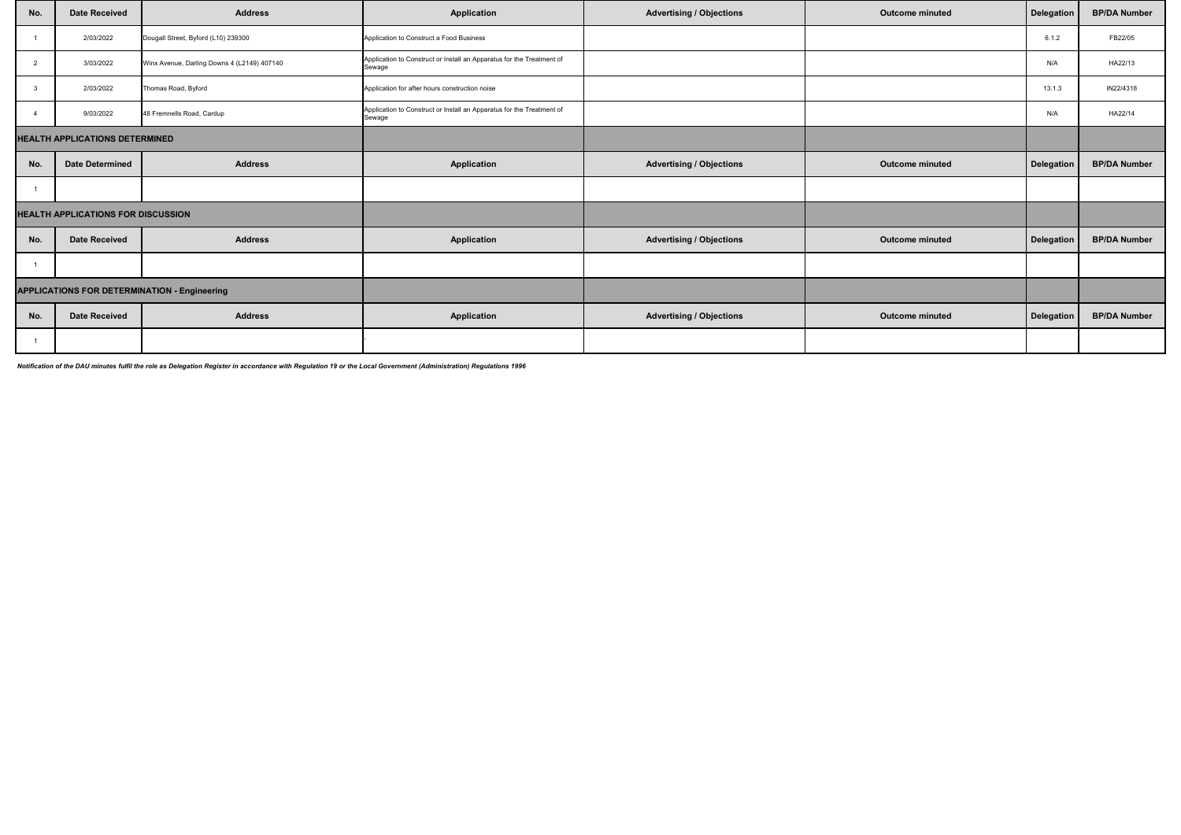| No. | Date Received | Address | Application | Advertising / Objections | Outcome minuted | Delegation | BP/DA Number |
|---|---|---|---|---|---|---|---|
| 1 | 2/03/2022 | Dougall Street, Byford (L10) 239300 | Application to Construct a Food Business | | | 6.1.2 | FB22/05 |
| 2 | 3/03/2022 | Winx Avenue, Darling Downs 4 (L2149) 407140 | Application to Construct or Install an Apparatus for the Treatment of Sewage | | | N/A | HA22/13 |
| 3 | 2/03/2022 | Thomas Road, Byford | Application for after hours construction noise | | | 13.1.3 | IN22/4318 |
| 4 | 9/03/2022 | 48 Fremnells Road, Cardup | Application to Construct or Install an Apparatus for the Treatment of Sewage | | | N/A | HA22/14 |

**HEALTH APPLICATIONS DETERMINED**

| No. | Date Determined | Address | Application | Advertising / Objections | Outcome minuted | Delegation | BP/DA Number |
|---|---|---|---|---|---|---|---|
| 1 | | | | | | | |

**HEALTH APPLICATIONS FOR DISCUSSION**

| No. | Date Received | Address | Application | Advertising / Objections | Outcome minuted | Delegation | BP/DA Number |
|---|---|---|---|---|---|---|---|
| 1 | | | | | | | |

**APPLICATIONS FOR DETERMINATION - Engineering**

| No. | Date Received | Address | Application | Advertising / Objections | Outcome minuted | Delegation | BP/DA Number |
|---|---|---|---|---|---|---|---|
| 1 | | | . | | | | |

*Notification of the DAU minutes fulfil the role as Delegation Register in accordance with Regulation 19 or the Local Government (Administration) Regulations 1996*